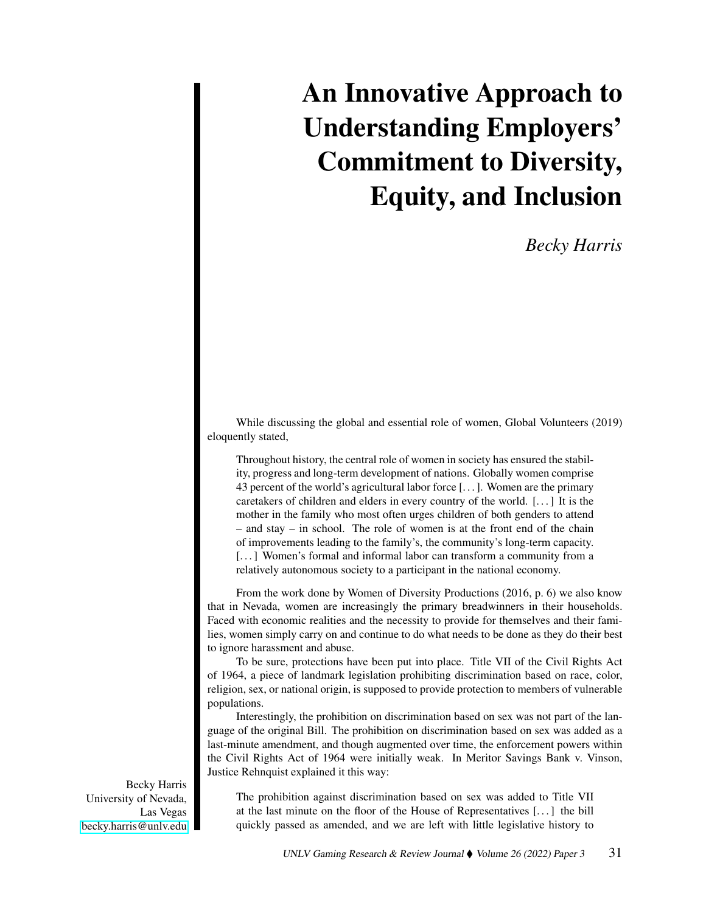# An Innovative Approach to Understanding Employers' Commitment to Diversity, Equity, and Inclusion

*Becky Harris*

While discussing the global and essential role of women, Global Volunteers (2019) eloquently stated,

> Throughout history, the central role of women in society has ensured the stability, progress and long-term development of nations. Globally women comprise 43 percent of the world's agricultural labor force [. . . ]. Women are the primary caretakers of children and elders in every country of the world. [. . . ] It is the mother in the family who most often urges children of both genders to attend – and stay – in school. The role of women is at the front end of the chain of improvements leading to the family's, the community's long-term capacity. [. . . ] Women's formal and informal labor can transform a community from a relatively autonomous society to a participant in the national economy.

From the work done by Women of Diversity Productions (2016, p. 6) we also know that in Nevada, women are increasingly the primary breadwinners in their households. Faced with economic realities and the necessity to provide for themselves and their families, women simply carry on and continue to do what needs to be done as they do their best to ignore harassment and abuse.

To be sure, protections have been put into place. Title VII of the Civil Rights Act of 1964, a piece of landmark legislation prohibiting discrimination based on race, color, religion, sex, or national origin, is supposed to provide protection to members of vulnerable populations.

Interestingly, the prohibition on discrimination based on sex was not part of the language of the original Bill. The prohibition on discrimination based on sex was added as a last-minute amendment, and though augmented over time, the enforcement powers within the Civil Rights Act of 1964 were initially weak. In Meritor Savings Bank v. Vinson, Justice Rehnquist explained it this way:

> The prohibition against discrimination based on sex was added to Title VII at the last minute on the floor of the House of Representatives [. . . ] the bill quickly passed as amended, and we are left with little legislative history to

Becky Harris
University of Nevada, Las Vegas
becky.harris@unlv.edu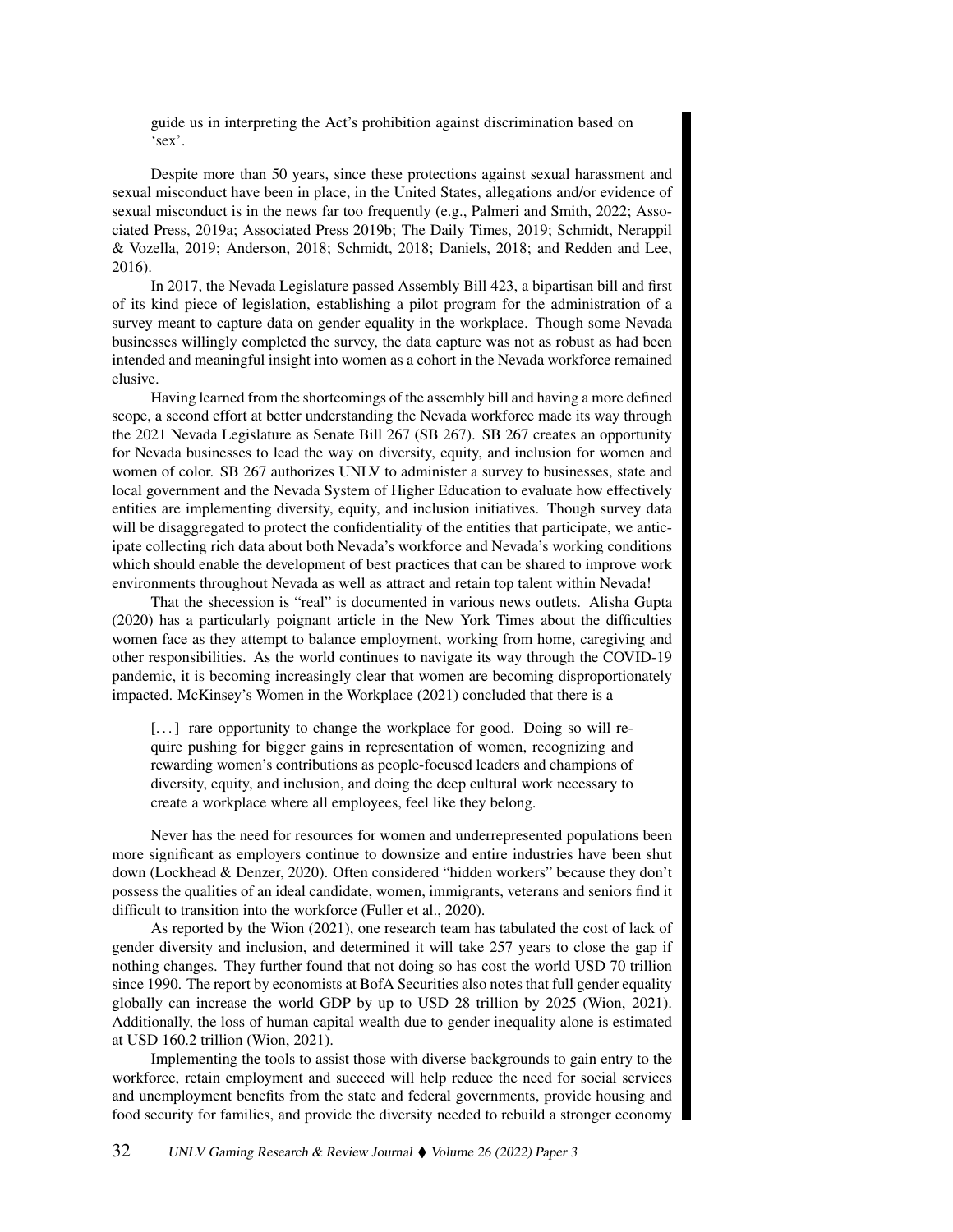> guide us in interpreting the Act's prohibition against discrimination based on 'sex'.

Despite more than 50 years, since these protections against sexual harassment and sexual misconduct have been in place, in the United States, allegations and/or evidence of sexual misconduct is in the news far too frequently (e.g., Palmeri and Smith, 2022; Associated Press, 2019a; Associated Press 2019b; The Daily Times, 2019; Schmidt, Nerappil & Vozella, 2019; Anderson, 2018; Schmidt, 2018; Daniels, 2018; and Redden and Lee, 2016).

In 2017, the Nevada Legislature passed Assembly Bill 423, a bipartisan bill and first of its kind piece of legislation, establishing a pilot program for the administration of a survey meant to capture data on gender equality in the workplace. Though some Nevada businesses willingly completed the survey, the data capture was not as robust as had been intended and meaningful insight into women as a cohort in the Nevada workforce remained elusive.

Having learned from the shortcomings of the assembly bill and having a more defined scope, a second effort at better understanding the Nevada workforce made its way through the 2021 Nevada Legislature as Senate Bill 267 (SB 267). SB 267 creates an opportunity for Nevada businesses to lead the way on diversity, equity, and inclusion for women and women of color. SB 267 authorizes UNLV to administer a survey to businesses, state and local government and the Nevada System of Higher Education to evaluate how effectively entities are implementing diversity, equity, and inclusion initiatives. Though survey data will be disaggregated to protect the confidentiality of the entities that participate, we anticipate collecting rich data about both Nevada's workforce and Nevada's working conditions which should enable the development of best practices that can be shared to improve work environments throughout Nevada as well as attract and retain top talent within Nevada!

That the shecession is "real" is documented in various news outlets. Alisha Gupta (2020) has a particularly poignant article in the New York Times about the difficulties women face as they attempt to balance employment, working from home, caregiving and other responsibilities. As the world continues to navigate its way through the COVID-19 pandemic, it is becoming increasingly clear that women are becoming disproportionately impacted. McKinsey's Women in the Workplace (2021) concluded that there is a

> [...] rare opportunity to change the workplace for good. Doing so will require pushing for bigger gains in representation of women, recognizing and rewarding women's contributions as people-focused leaders and champions of diversity, equity, and inclusion, and doing the deep cultural work necessary to create a workplace where all employees, feel like they belong.

Never has the need for resources for women and underrepresented populations been more significant as employers continue to downsize and entire industries have been shut down (Lockhead & Denzer, 2020). Often considered "hidden workers" because they don't possess the qualities of an ideal candidate, women, immigrants, veterans and seniors find it difficult to transition into the workforce (Fuller et al., 2020).

As reported by the Wion (2021), one research team has tabulated the cost of lack of gender diversity and inclusion, and determined it will take 257 years to close the gap if nothing changes. They further found that not doing so has cost the world USD 70 trillion since 1990. The report by economists at BofA Securities also notes that full gender equality globally can increase the world GDP by up to USD 28 trillion by 2025 (Wion, 2021). Additionally, the loss of human capital wealth due to gender inequality alone is estimated at USD 160.2 trillion (Wion, 2021).

Implementing the tools to assist those with diverse backgrounds to gain entry to the workforce, retain employment and succeed will help reduce the need for social services and unemployment benefits from the state and federal governments, provide housing and food security for families, and provide the diversity needed to rebuild a stronger economy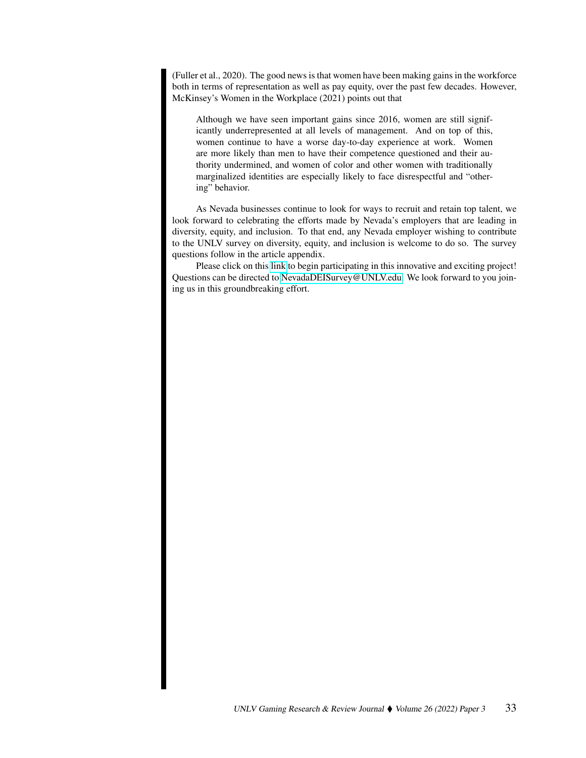(Fuller et al., 2020). The good news is that women have been making gains in the workforce both in terms of representation as well as pay equity, over the past few decades. However, McKinsey's Women in the Workplace (2021) points out that

> Although we have seen important gains since 2016, women are still significantly underrepresented at all levels of management. And on top of this, women continue to have a worse day-to-day experience at work. Women are more likely than men to have their competence questioned and their authority undermined, and women of color and other women with traditionally marginalized identities are especially likely to face disrespectful and "othering" behavior.

As Nevada businesses continue to look for ways to recruit and retain top talent, we look forward to celebrating the efforts made by Nevada's employers that are leading in diversity, equity, and inclusion. To that end, any Nevada employer wishing to contribute to the UNLV survey on diversity, equity, and inclusion is welcome to do so. The survey questions follow in the article appendix.

Please click on this link to begin participating in this innovative and exciting project! Questions can be directed to NevadaDEISurvey@UNLV.edu. We look forward to you joining us in this groundbreaking effort.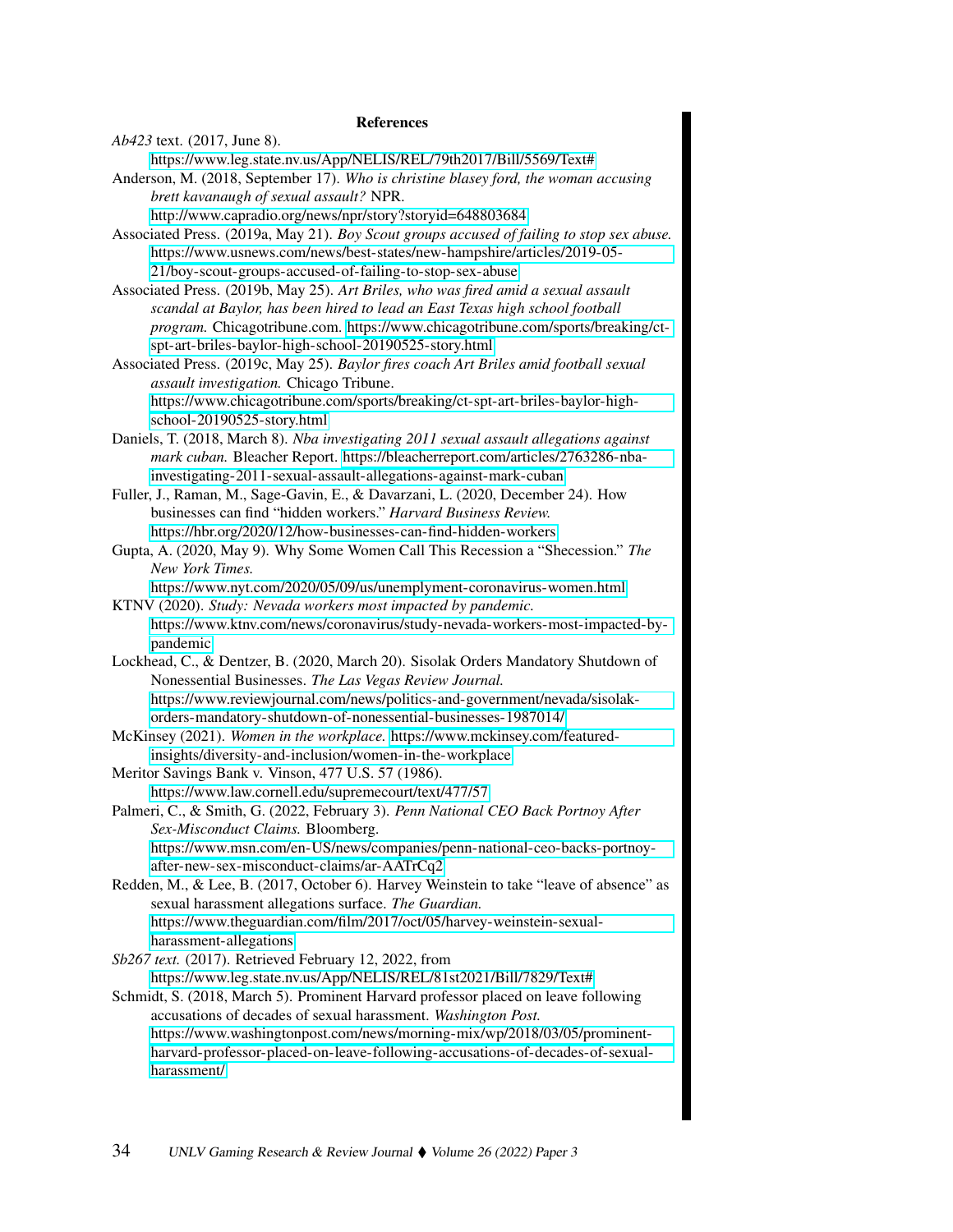## References

*Ab423* text. (2017, June 8). https://www.leg.state.nv.us/App/NELIS/REL/79th2017/Bill/5569/Text#

Anderson, M. (2018, September 17). *Who is christine blasey ford, the woman accusing brett kavanaugh of sexual assault?* NPR. http://www.capradio.org/news/npr/story?storyid=648803684

Associated Press. (2019a, May 21). *Boy Scout groups accused of failing to stop sex abuse.* https://www.usnews.com/news/best-states/new-hampshire/articles/2019-05-21/boy-scout-groups-accused-of-failing-to-stop-sex-abuse

Associated Press. (2019b, May 25). *Art Briles, who was fired amid a sexual assault scandal at Baylor, has been hired to lead an East Texas high school football program.* Chicagotribune.com. https://www.chicagotribune.com/sports/breaking/ct-spt-art-briles-baylor-high-school-20190525-story.html

Associated Press. (2019c, May 25). *Baylor fires coach Art Briles amid football sexual assault investigation.* Chicago Tribune. https://www.chicagotribune.com/sports/breaking/ct-spt-art-briles-baylor-high-school-20190525-story.html

Daniels, T. (2018, March 8). *Nba investigating 2011 sexual assault allegations against mark cuban.* Bleacher Report. https://bleacherreport.com/articles/2763286-nba-investigating-2011-sexual-assault-allegations-against-mark-cuban

Fuller, J., Raman, M., Sage-Gavin, E., & Davarzani, L. (2020, December 24). How businesses can find "hidden workers." *Harvard Business Review.* https://hbr.org/2020/12/how-businesses-can-find-hidden-workers

Gupta, A. (2020, May 9). Why Some Women Call This Recession a "Shecession." *The New York Times.* https://www.nyt.com/2020/05/09/us/unemplyment-coronavirus-women.html

KTNV (2020). *Study: Nevada workers most impacted by pandemic.* https://www.ktnv.com/news/coronavirus/study-nevada-workers-most-impacted-by-pandemic

Lockhead, C., & Dentzer, B. (2020, March 20). Sisolak Orders Mandatory Shutdown of Nonessential Businesses. *The Las Vegas Review Journal.* https://www.reviewjournal.com/news/politics-and-government/nevada/sisolak-orders-mandatory-shutdown-of-nonessential-businesses-1987014/

McKinsey (2021). *Women in the workplace.* https://www.mckinsey.com/featured-insights/diversity-and-inclusion/women-in-the-workplace

Meritor Savings Bank v. Vinson, 477 U.S. 57 (1986). https://www.law.cornell.edu/supremecourt/text/477/57

Palmeri, C., & Smith, G. (2022, February 3). *Penn National CEO Back Portnoy After Sex-Misconduct Claims.* Bloomberg. https://www.msn.com/en-US/news/companies/penn-national-ceo-backs-portnoy-after-new-sex-misconduct-claims/ar-AATrCq2

Redden, M., & Lee, B. (2017, October 6). Harvey Weinstein to take "leave of absence" as sexual harassment allegations surface. *The Guardian.* https://www.theguardian.com/film/2017/oct/05/harvey-weinstein-sexual-harassment-allegations

*Sb267 text.* (2017). Retrieved February 12, 2022, from https://www.leg.state.nv.us/App/NELIS/REL/81st2021/Bill/7829/Text#

Schmidt, S. (2018, March 5). Prominent Harvard professor placed on leave following accusations of decades of sexual harassment. *Washington Post.* https://www.washingtonpost.com/news/morning-mix/wp/2018/03/05/prominent-harvard-professor-placed-on-leave-following-accusations-of-decades-of-sexual-harassment/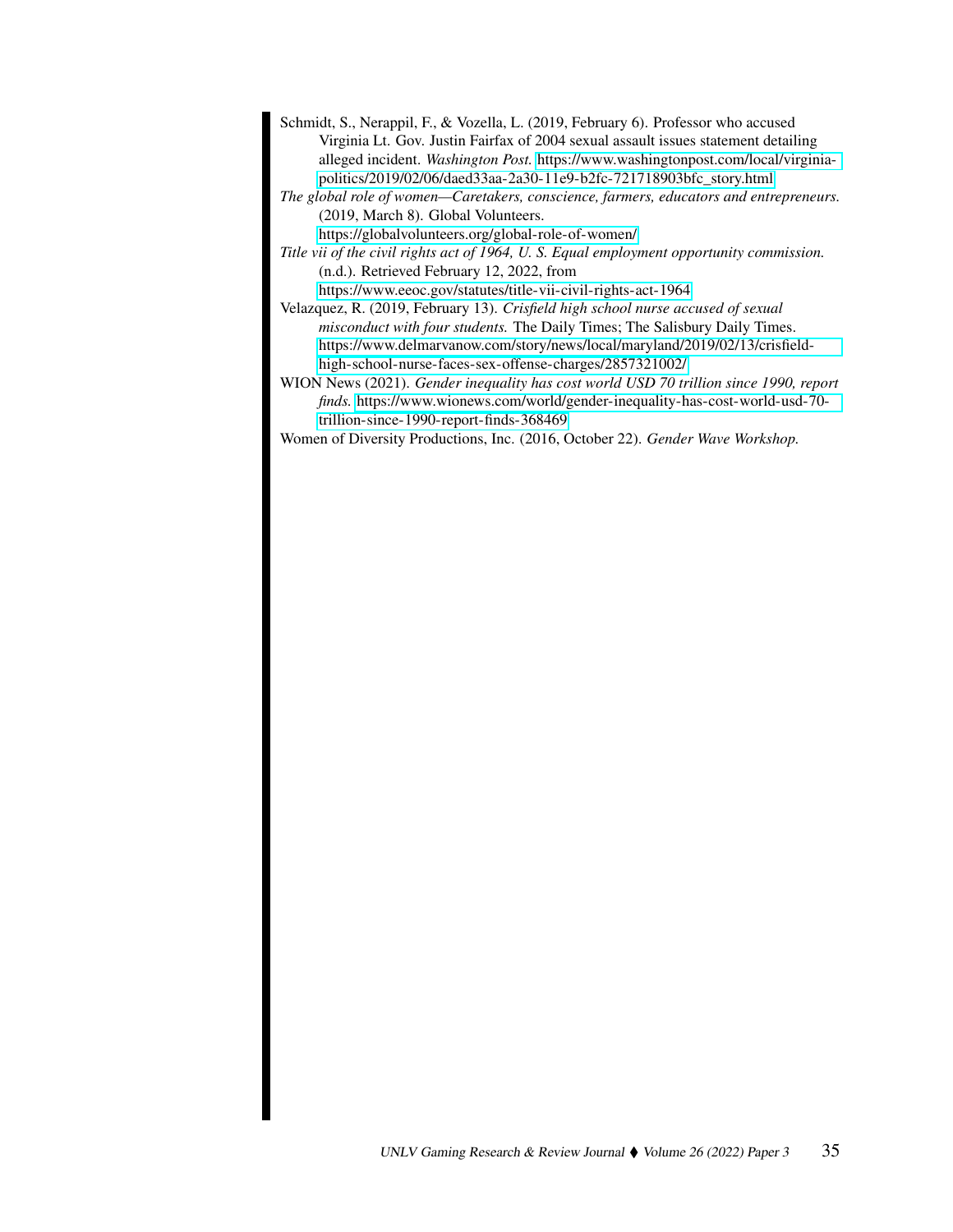Schmidt, S., Nerappil, F., & Vozella, L. (2019, February 6). Professor who accused Virginia Lt. Gov. Justin Fairfax of 2004 sexual assault issues statement detailing alleged incident. *Washington Post.* https://www.washingtonpost.com/local/virginia-politics/2019/02/06/daed33aa-2a30-11e9-b2fc-721718903bfc_story.html

*The global role of women—Caretakers, conscience, farmers, educators and entrepreneurs.* (2019, March 8). Global Volunteers. https://globalvolunteers.org/global-role-of-women/

*Title vii of the civil rights act of 1964, U. S. Equal employment opportunity commission.* (n.d.). Retrieved February 12, 2022, from https://www.eeoc.gov/statutes/title-vii-civil-rights-act-1964

Velazquez, R. (2019, February 13). *Crisfield high school nurse accused of sexual misconduct with four students.* The Daily Times; The Salisbury Daily Times. https://www.delmarvanow.com/story/news/local/maryland/2019/02/13/crisfield-high-school-nurse-faces-sex-offense-charges/2857321002/

WION News (2021). *Gender inequality has cost world USD 70 trillion since 1990, report finds.* https://www.wionews.com/world/gender-inequality-has-cost-world-usd-70-trillion-since-1990-report-finds-368469

Women of Diversity Productions, Inc. (2016, October 22). *Gender Wave Workshop.*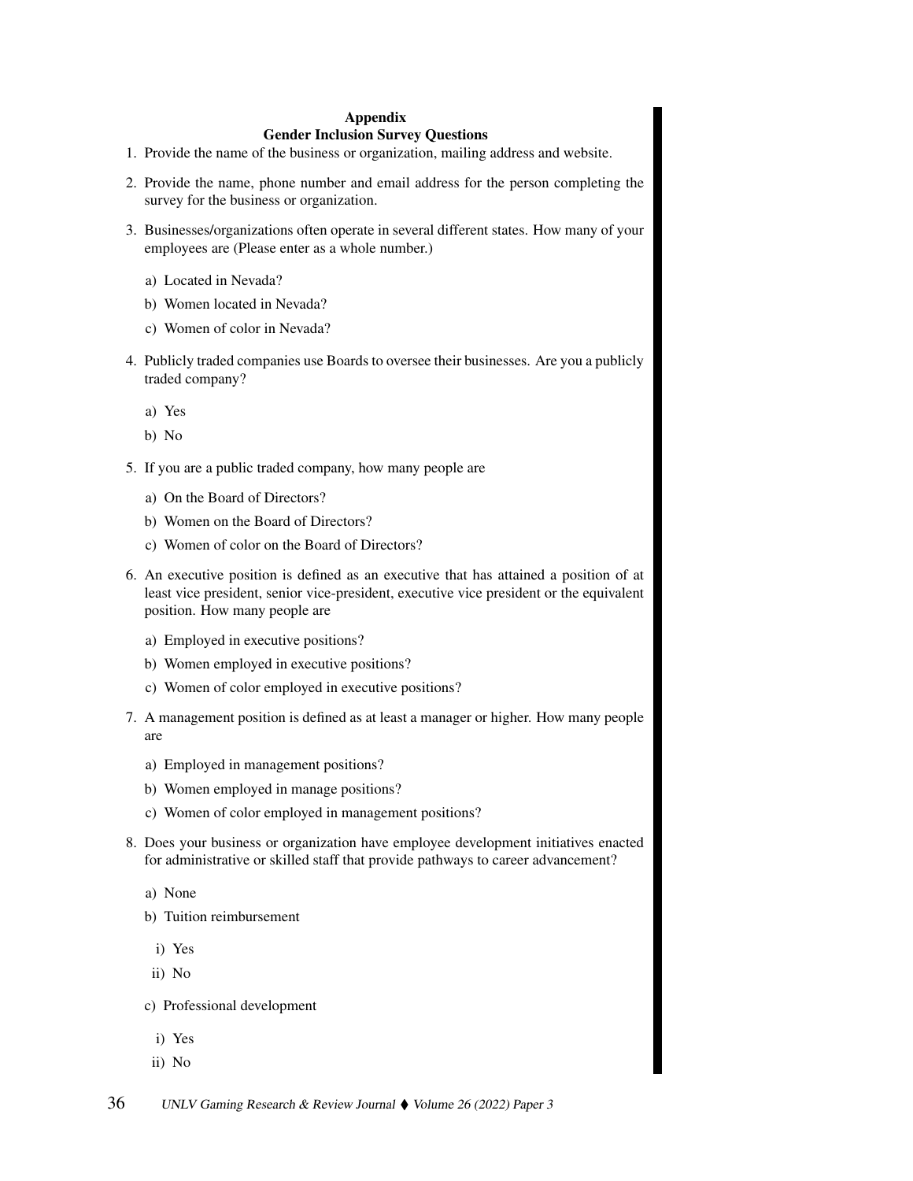## Appendix
## Gender Inclusion Survey Questions

1. Provide the name of the business or organization, mailing address and website.
2. Provide the name, phone number and email address for the person completing the survey for the business or organization.
3. Businesses/organizations often operate in several different states. How many of your employees are (Please enter as a whole number.)
   a) Located in Nevada?
   b) Women located in Nevada?
   c) Women of color in Nevada?
4. Publicly traded companies use Boards to oversee their businesses. Are you a publicly traded company?
   a) Yes
   b) No
5. If you are a public traded company, how many people are
   a) On the Board of Directors?
   b) Women on the Board of Directors?
   c) Women of color on the Board of Directors?
6. An executive position is defined as an executive that has attained a position of at least vice president, senior vice-president, executive vice president or the equivalent position. How many people are
   a) Employed in executive positions?
   b) Women employed in executive positions?
   c) Women of color employed in executive positions?
7. A management position is defined as at least a manager or higher. How many people are
   a) Employed in management positions?
   b) Women employed in manage positions?
   c) Women of color employed in management positions?
8. Does your business or organization have employee development initiatives enacted for administrative or skilled staff that provide pathways to career advancement?
   a) None
   b) Tuition reimbursement
      i) Yes
      ii) No
   c) Professional development
      i) Yes
      ii) No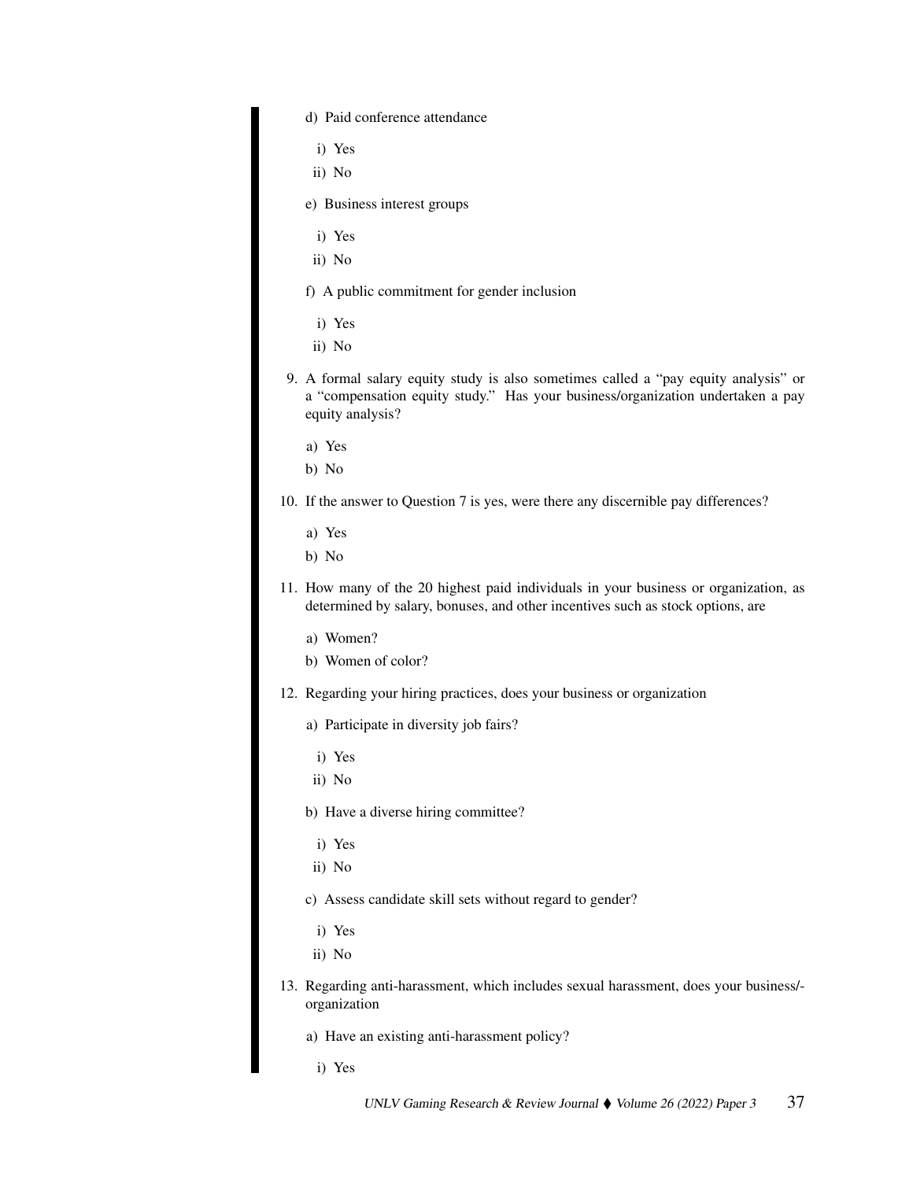d) Paid conference attendance

  i) Yes

  ii) No

e) Business interest groups

  i) Yes

  ii) No

f) A public commitment for gender inclusion

  i) Yes

  ii) No

9. A formal salary equity study is also sometimes called a "pay equity analysis" or a "compensation equity study." Has your business/organization undertaken a pay equity analysis?

   a) Yes

   b) No

10. If the answer to Question 7 is yes, were there any discernible pay differences?

    a) Yes

    b) No

11. How many of the 20 highest paid individuals in your business or organization, as determined by salary, bonuses, and other incentives such as stock options, are

    a) Women?

    b) Women of color?

12. Regarding your hiring practices, does your business or organization

    a) Participate in diversity job fairs?

      i) Yes

      ii) No

    b) Have a diverse hiring committee?

      i) Yes

      ii) No

    c) Assess candidate skill sets without regard to gender?

      i) Yes

      ii) No

13. Regarding anti-harassment, which includes sexual harassment, does your business/-organization

    a) Have an existing anti-harassment policy?

      i) Yes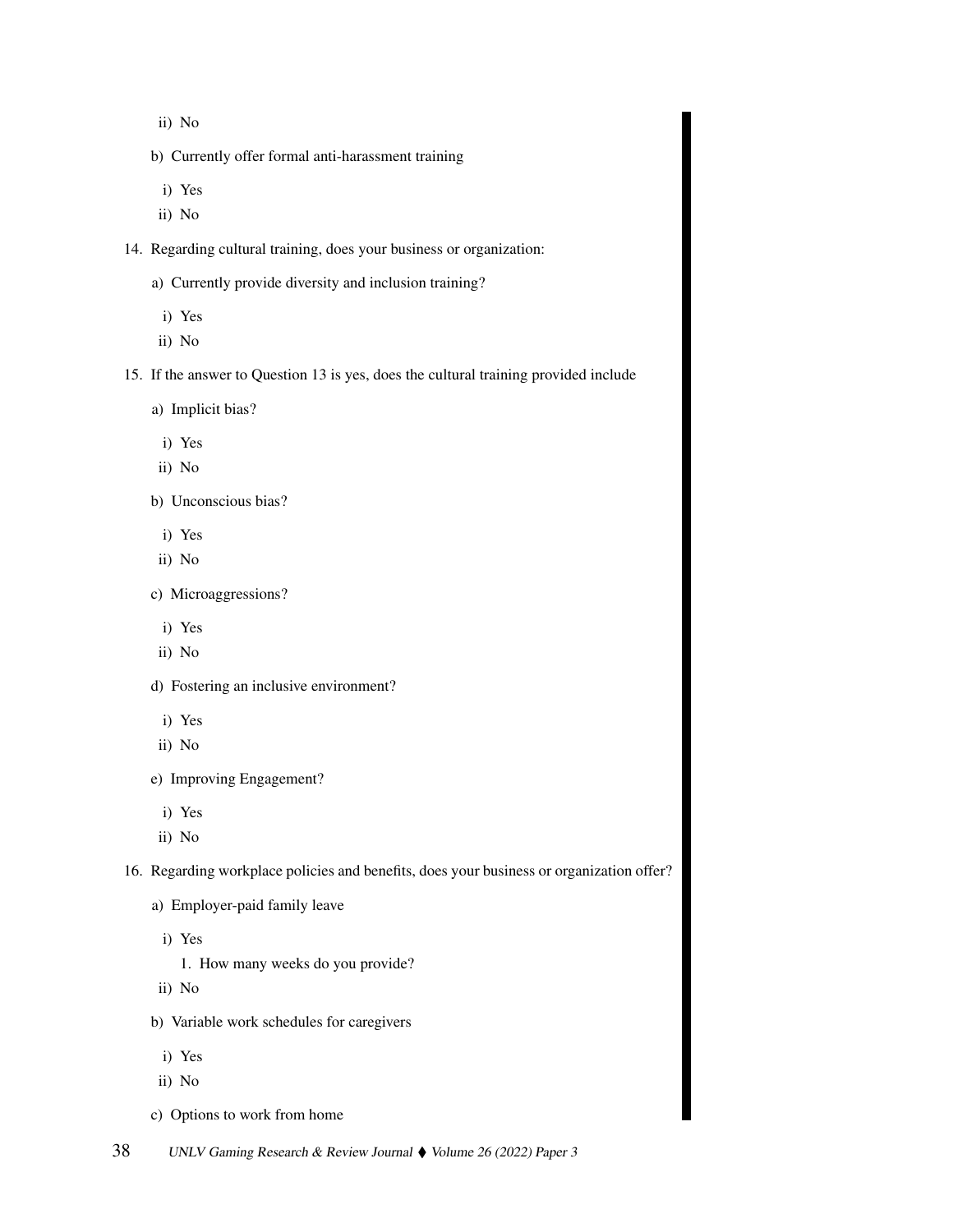ii) No

b) Currently offer formal anti-harassment training

i) Yes

ii) No

14. Regarding cultural training, does your business or organization:

a) Currently provide diversity and inclusion training?

i) Yes

ii) No

15. If the answer to Question 13 is yes, does the cultural training provided include

a) Implicit bias?

i) Yes

ii) No

b) Unconscious bias?

i) Yes

ii) No

c) Microaggressions?

i) Yes

ii) No

d) Fostering an inclusive environment?

i) Yes

ii) No

e) Improving Engagement?

i) Yes

ii) No

16. Regarding workplace policies and benefits, does your business or organization offer?

a) Employer-paid family leave

i) Yes

1. How many weeks do you provide?

ii) No

b) Variable work schedules for caregivers

i) Yes

ii) No

c) Options to work from home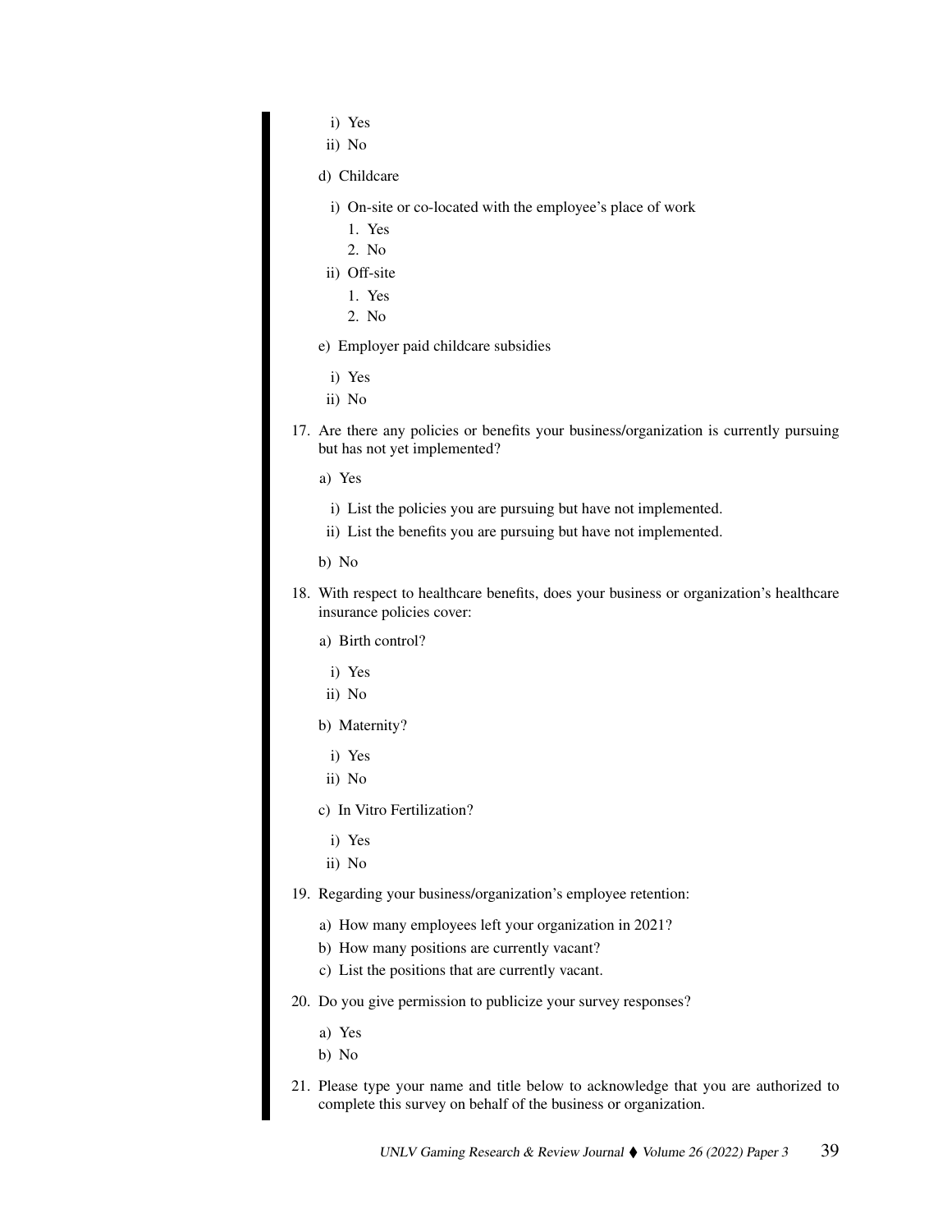i) Yes
   ii) No

   d) Childcare

   i) On-site or co-located with the employee's place of work
      1. Yes
      2. No
   ii) Off-site
      1. Yes
      2. No

   e) Employer paid childcare subsidies

   i) Yes
   ii) No

17. Are there any policies or benefits your business/organization is currently pursuing but has not yet implemented?

   a) Yes

   i) List the policies you are pursuing but have not implemented.
   ii) List the benefits you are pursuing but have not implemented.

   b) No

18. With respect to healthcare benefits, does your business or organization's healthcare insurance policies cover:

   a) Birth control?

   i) Yes
   ii) No

   b) Maternity?

   i) Yes
   ii) No

   c) In Vitro Fertilization?

   i) Yes
   ii) No

19. Regarding your business/organization's employee retention:

   a) How many employees left your organization in 2021?
   b) How many positions are currently vacant?
   c) List the positions that are currently vacant.

20. Do you give permission to publicize your survey responses?

   a) Yes
   b) No

21. Please type your name and title below to acknowledge that you are authorized to complete this survey on behalf of the business or organization.